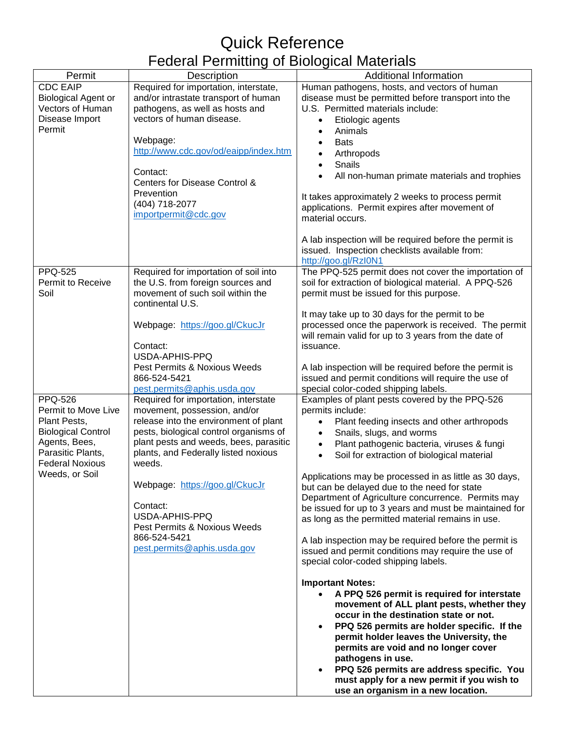# Quick Reference
## Federal Permitting of Biological Materials

| Permit | Description | Additional Information |
|---|---|---|
| CDC EAIP Biological Agent or Vectors of Human Disease Import Permit | Required for importation, interstate, and/or intrastate transport of human pathogens, as well as hosts and vectors of human disease.<br><br>Webpage: http://www.cdc.gov/od/eaipp/index.htm<br><br>Contact:<br>Centers for Disease Control & Prevention<br>(404) 718-2077<br>importpermit@cdc.gov | Human pathogens, hosts, and vectors of human disease must be permitted before transport into the U.S. Permitted materials include:<br>• Etiologic agents<br>• Animals<br>• Bats<br>• Arthropods<br>• Snails<br>• All non-human primate materials and trophies<br><br>It takes approximately 2 weeks to process permit applications. Permit expires after movement of material occurs.<br><br>A lab inspection will be required before the permit is issued. Inspection checklists available from: http://goo.gl/RzI0N1 |
| PPQ-525 Permit to Receive Soil | Required for importation of soil into the U.S. from foreign sources and movement of such soil within the continental U.S.<br><br>Webpage: https://goo.gl/CkucJr<br><br>Contact:<br>USDA-APHIS-PPQ<br>Pest Permits & Noxious Weeds<br>866-524-5421<br>pest.permits@aphis.usda.gov | The PPQ-525 permit does not cover the importation of soil for extraction of biological material. A PPQ-526 permit must be issued for this purpose.<br><br>It may take up to 30 days for the permit to be processed once the paperwork is received. The permit will remain valid for up to 3 years from the date of issuance.<br><br>A lab inspection will be required before the permit is issued and permit conditions will require the use of special color-coded shipping labels. |
| PPQ-526 Permit to Move Live Plant Pests, Biological Control Agents, Bees, Parasitic Plants, Federal Noxious Weeds, or Soil | Required for importation, interstate movement, possession, and/or release into the environment of plant pests, biological control organisms of plant pests and weeds, bees, parasitic plants, and Federally listed noxious weeds.<br><br>Webpage: https://goo.gl/CkucJr<br><br>Contact:<br>USDA-APHIS-PPQ<br>Pest Permits & Noxious Weeds<br>866-524-5421<br>pest.permits@aphis.usda.gov | Examples of plant pests covered by the PPQ-526 permits include:<br>• Plant feeding insects and other arthropods<br>• Snails, slugs, and worms<br>• Plant pathogenic bacteria, viruses & fungi<br>• Soil for extraction of biological material<br><br>Applications may be processed in as little as 30 days, but can be delayed due to the need for state Department of Agriculture concurrence. Permits may be issued for up to 3 years and must be maintained for as long as the permitted material remains in use.<br><br>A lab inspection may be required before the permit is issued and permit conditions may require the use of special color-coded shipping labels.<br><br>**Important Notes:**<br>• **A PPQ 526 permit is required for interstate movement of ALL plant pests, whether they occur in the destination state or not.**<br>• **PPQ 526 permits are holder specific. If the permit holder leaves the University, the permits are void and no longer cover pathogens in use.**<br>• **PPQ 526 permits are address specific. You must apply for a new permit if you wish to use an organism in a new location.** |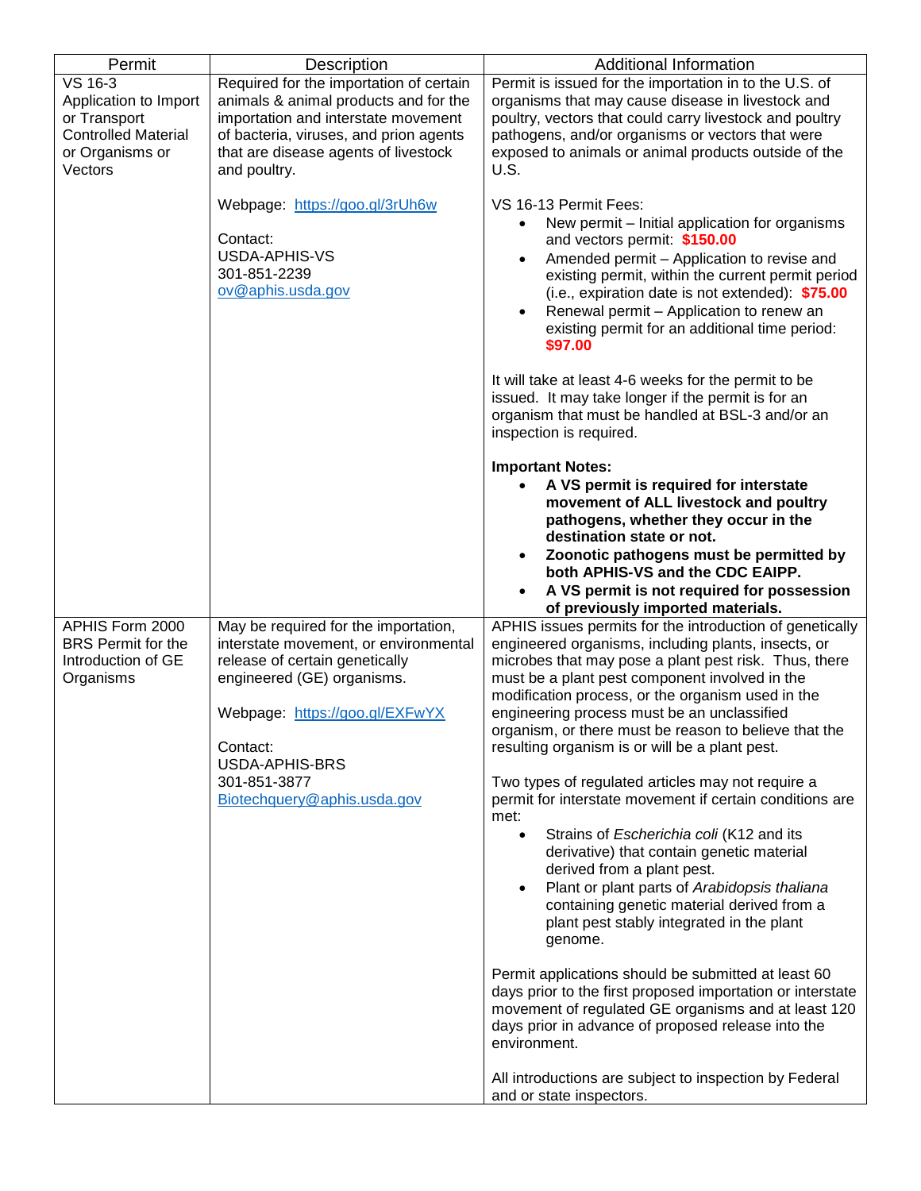| Permit | Description | Additional Information |
| --- | --- | --- |
| VS 16-3 Application to Import or Transport Controlled Material or Organisms or Vectors | Required for the importation of certain animals & animal products and for the importation and interstate movement of bacteria, viruses, and prion agents that are disease agents of livestock and poultry.<br><br>Webpage: [https://goo.gl/3rUh6w](https://goo.gl/3rUh6w)<br><br>Contact:<br>USDA-APHIS-VS<br>301-851-2239<br>[ov@aphis.usda.gov](mailto:ov@aphis.usda.gov) | Permit is issued for the importation in to the U.S. of organisms that may cause disease in livestock and poultry, vectors that could carry livestock and poultry pathogens, and/or organisms or vectors that were exposed to animals or animal products outside of the U.S.<br><br>VS 16-13 Permit Fees:<br>• New permit – Initial application for organisms and vectors permit: **$150.00**<br>• Amended permit – Application to revise and existing permit, within the current permit period (i.e., expiration date is not extended): **$75.00**<br>• Renewal permit – Application to renew an existing permit for an additional time period: **$97.00**<br><br>It will take at least 4-6 weeks for the permit to be issued. It may take longer if the permit is for an organism that must be handled at BSL-3 and/or an inspection is required.<br><br>**Important Notes:**<br>• **A VS permit is required for interstate movement of ALL livestock and poultry pathogens, whether they occur in the destination state or not.**<br>• **Zoonotic pathogens must be permitted by both APHIS-VS and the CDC EAIPP.**<br>• **A VS permit is not required for possession of previously imported materials.** |
| APHIS Form 2000 BRS Permit for the Introduction of GE Organisms | May be required for the importation, interstate movement, or environmental release of certain genetically engineered (GE) organisms.<br><br>Webpage: [https://goo.gl/EXFwYX](https://goo.gl/EXFwYX)<br><br>Contact:<br>USDA-APHIS-BRS<br>301-851-3877<br>[Biotechquery@aphis.usda.gov](mailto:Biotechquery@aphis.usda.gov) | APHIS issues permits for the introduction of genetically engineered organisms, including plants, insects, or microbes that may pose a plant pest risk. Thus, there must be a plant pest component involved in the modification process, or the organism used in the engineering process must be an unclassified organism, or there must be reason to believe that the resulting organism is or will be a plant pest.<br><br>Two types of regulated articles may not require a permit for interstate movement if certain conditions are met:<br>• Strains of *Escherichia coli* (K12 and its derivative) that contain genetic material derived from a plant pest.<br>• Plant or plant parts of *Arabidopsis thaliana* containing genetic material derived from a plant pest stably integrated in the plant genome.<br><br>Permit applications should be submitted at least 60 days prior to the first proposed importation or interstate movement of regulated GE organisms and at least 120 days prior in advance of proposed release into the environment.<br><br>All introductions are subject to inspection by Federal and or state inspectors. |